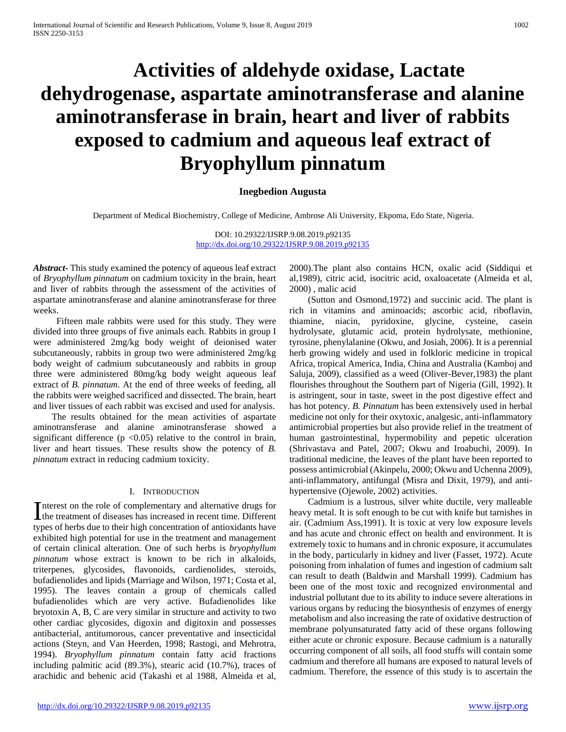# Activities of aldehyde oxidase, Lactate dehydrogenase, aspartate aminotransferase and alanine aminotransferase in brain, heart and liver of rabbits exposed to cadmium and aqueous leaf extract of Bryophyllum pinnatum

**Inegbedion Augusta**

Department of Medical Biochemistry, College of Medicine, Ambrose Ali University, Ekpoma, Edo State, Nigeria.

DOI: 10.29322/IJSRP.9.08.2019.p92135
http://dx.doi.org/10.29322/IJSRP.9.08.2019.p92135

***Abstract-*** This study examined the potency of aqueous leaf extract of *Bryophyllum pinnatum* on cadmium toxicity in the brain, heart and liver of rabbits through the assessment of the activities of aspartate aminotransferase and alanine aminotransferase for three weeks.

Fifteen male rabbits were used for this study. They were divided into three groups of five animals each. Rabbits in group I were administered 2mg/kg body weight of deionised water subcutaneously, rabbits in group two were administered 2mg/kg body weight of cadmium subcutaneously and rabbits in group three were administered 80mg/kg body weight aqueous leaf extract of *B. pinnatum*. At the end of three weeks of feeding, all the rabbits were weighed sacrificed and dissected. The brain, heart and liver tissues of each rabbit was excised and used for analysis.

The results obtained for the mean activities of aspartate aminotransferase and alanine aminotransferase showed a significant difference ($p < 0.05$) relative to the control in brain, liver and heart tissues. These results show the potency of *B. pinnatum* extract in reducing cadmium toxicity.

## I. Introduction

Interest on the role of complementary and alternative drugs for the treatment of diseases has increased in recent time. Different types of herbs due to their high concentration of antioxidants have exhibited high potential for use in the treatment and management of certain clinical alteration. One of such herbs is *bryophyllum pinnatum* whose extract is known to be rich in alkaloids, triterpenes, glycosides, flavonoids, cardienolides, steroids, bufadienolides and lipids (Marriage and Wilson, 1971; Costa et al, 1995). The leaves contain a group of chemicals called bufadienolides which are very active. Bufadienolides like bryotoxin A, B, C are very similar in structure and activity to two other cardiac glycosides, digoxin and digitoxin and possesses antibacterial, antitumorous, cancer preventative and insecticidal actions (Steyn, and Van Heerden, 1998; Rastogi, and Mehrotra, 1994). *Bryophyllum pinnatum* contain fatty acid fractions including palmitic acid (89.3%), stearic acid (10.7%), traces of arachidic and behenic acid (Takashi et al 1988, Almeida et al, 2000).The plant also contains HCN, oxalic acid (Siddiqui et al,1989), citric acid, isocitric acid, oxaloacetate (Almeida et al, 2000) , malic acid

(Sutton and Osmond,1972) and succinic acid. The plant is rich in vitamins and aminoacids; ascorbic acid, riboflavin, thiamine, niacin, pyridoxine, glycine, cysteine, casein hydrolysate, glutamic acid, protein hydrolysate, methionine, tyrosine, phenylalanine (Okwu, and Josiah, 2006). It is a perennial herb growing widely and used in folkloric medicine in tropical Africa, tropical America, India, China and Australia (Kamboj and Saluja, 2009), classified as a weed (Oliver-Bever,1983) the plant flourishes throughout the Southern part of Nigeria (Gill, 1992). It is astringent, sour in taste, sweet in the post digestive effect and has hot potency. *B. Pinnatum* has been extensively used in herbal medicine not only for their oxytoxic, analgesic, anti-inflammatory antimicrobial properties but also provide relief in the treatment of human gastrointestinal, hypermobility and pepetic ulceration (Shrivastava and Patel, 2007; Okwu and Iroabuchi, 2009). In traditional medicine, the leaves of the plant have been reported to possess antimicrobial (Akinpelu, 2000; Okwu and Uchenna 2009), anti-inflammatory, antifungal (Misra and Dixit, 1979), and anti-hypertensive (Ojewole, 2002) activities.

Cadmium is a lustrous, silver white ductile, very malleable heavy metal. It is soft enough to be cut with knife but tarnishes in air. (Cadmium Ass,1991). It is toxic at very low exposure levels and has acute and chronic effect on health and environment. It is extremely toxic to humans and in chronic exposure, it accumulates in the body, particularly in kidney and liver (Fasset, 1972). Acute poisoning from inhalation of fumes and ingestion of cadmium salt can result to death (Baldwin and Marshall 1999). Cadmium has been one of the most toxic and recognized environmental and industrial pollutant due to its ability to induce severe alterations in various organs by reducing the biosynthesis of enzymes of energy metabolism and also increasing the rate of oxidative destruction of membrane polyunsaturated fatty acid of these organs following either acute or chronic exposure. Because cadmium is a naturally occurring component of all soils, all food stuffs will contain some cadmium and therefore all humans are exposed to natural levels of cadmium. Therefore, the essence of this study is to ascertain the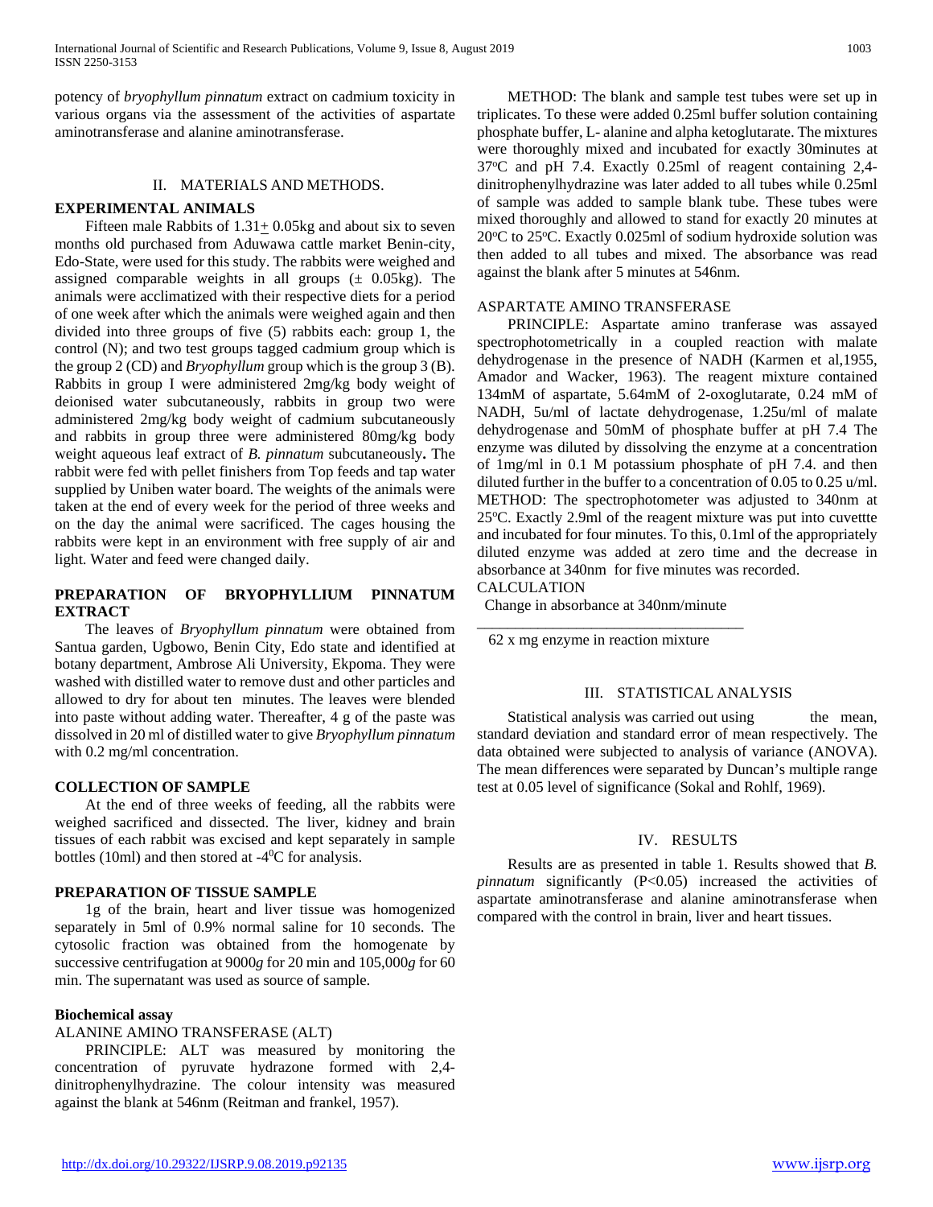potency of *bryophyllum pinnatum* extract on cadmium toxicity in various organs via the assessment of the activities of aspartate aminotransferase and alanine aminotransferase.

## II. MATERIALS AND METHODS.

### EXPERIMENTAL ANIMALS

Fifteen male Rabbits of 1.31± 0.05kg and about six to seven months old purchased from Aduwawa cattle market Benin-city, Edo-State, were used for this study. The rabbits were weighed and assigned comparable weights in all groups (± 0.05kg). The animals were acclimatized with their respective diets for a period of one week after which the animals were weighed again and then divided into three groups of five (5) rabbits each: group 1, the control (N); and two test groups tagged cadmium group which is the group 2 (CD) and *Bryophyllum* group which is the group 3 (B). Rabbits in group I were administered 2mg/kg body weight of deionised water subcutaneously, rabbits in group two were administered 2mg/kg body weight of cadmium subcutaneously and rabbits in group three were administered 80mg/kg body weight aqueous leaf extract of *B. pinnatum* subcutaneously**.** The rabbit were fed with pellet finishers from Top feeds and tap water supplied by Uniben water board. The weights of the animals were taken at the end of every week for the period of three weeks and on the day the animal were sacrificed. The cages housing the rabbits were kept in an environment with free supply of air and light. Water and feed were changed daily.

### PREPARATION OF BRYOPHYLLIUM PINNATUM EXTRACT

The leaves of *Bryophyllum pinnatum* were obtained from Santua garden, Ugbowo, Benin City, Edo state and identified at botany department, Ambrose Ali University, Ekpoma. They were washed with distilled water to remove dust and other particles and allowed to dry for about ten minutes. The leaves were blended into paste without adding water. Thereafter, 4 g of the paste was dissolved in 20 ml of distilled water to give *Bryophyllum pinnatum* with 0.2 mg/ml concentration.

### COLLECTION OF SAMPLE

At the end of three weeks of feeding, all the rabbits were weighed sacrificed and dissected. The liver, kidney and brain tissues of each rabbit was excised and kept separately in sample bottles (10ml) and then stored at -4$^0$C for analysis.

### PREPARATION OF TISSUE SAMPLE

1g of the brain, heart and liver tissue was homogenized separately in 5ml of 0.9% normal saline for 10 seconds. The cytosolic fraction was obtained from the homogenate by successive centrifugation at 9000*g* for 20 min and 105,000*g* for 60 min. The supernatant was used as source of sample.

### Biochemical assay

ALANINE AMINO TRANSFERASE (ALT)

PRINCIPLE: ALT was measured by monitoring the concentration of pyruvate hydrazone formed with 2,4-dinitrophenylhydrazine. The colour intensity was measured against the blank at 546nm (Reitman and frankel, 1957).

METHOD: The blank and sample test tubes were set up in triplicates. To these were added 0.25ml buffer solution containing phosphate buffer, L- alanine and alpha ketoglutarate. The mixtures were thoroughly mixed and incubated for exactly 30minutes at 37$^o$C and pH 7.4. Exactly 0.25ml of reagent containing 2,4-dinitrophenylhydrazine was later added to all tubes while 0.25ml of sample was added to sample blank tube. These tubes were mixed thoroughly and allowed to stand for exactly 20 minutes at 20$^o$C to 25$^o$C. Exactly 0.025ml of sodium hydroxide solution was then added to all tubes and mixed. The absorbance was read against the blank after 5 minutes at 546nm.

ASPARTATE AMINO TRANSFERASE

PRINCIPLE: Aspartate amino tranferase was assayed spectrophotometrically in a coupled reaction with malate dehydrogenase in the presence of NADH (Karmen et al,1955, Amador and Wacker, 1963). The reagent mixture contained 134mM of aspartate, 5.64mM of 2-oxoglutarate, 0.24 mM of NADH, 5u/ml of lactate dehydrogenase, 1.25u/ml of malate dehydrogenase and 50mM of phosphate buffer at pH 7.4 The enzyme was diluted by dissolving the enzyme at a concentration of 1mg/ml in 0.1 M potassium phosphate of pH 7.4. and then diluted further in the buffer to a concentration of 0.05 to 0.25 u/ml.
METHOD: The spectrophotometer was adjusted to 340nm at 25$^o$C. Exactly 2.9ml of the reagent mixture was put into cuvettte and incubated for four minutes. To this, 0.1ml of the appropriately diluted enzyme was added at zero time and the decrease in absorbance at 340nm for five minutes was recorded.
CALCULATION

$$\frac{\text{Change in absorbance at 340nm/minute}}{\text{62 x mg enzyme in reaction mixture}}$$

## III. STATISTICAL ANALYSIS

Statistical analysis was carried out using the mean, standard deviation and standard error of mean respectively. The data obtained were subjected to analysis of variance (ANOVA). The mean differences were separated by Duncan's multiple range test at 0.05 level of significance (Sokal and Rohlf, 1969).

## IV. RESULTS

Results are as presented in table 1. Results showed that *B. pinnatum* significantly ($P<0.05$) increased the activities of aspartate aminotransferase and alanine aminotransferase when compared with the control in brain, liver and heart tissues.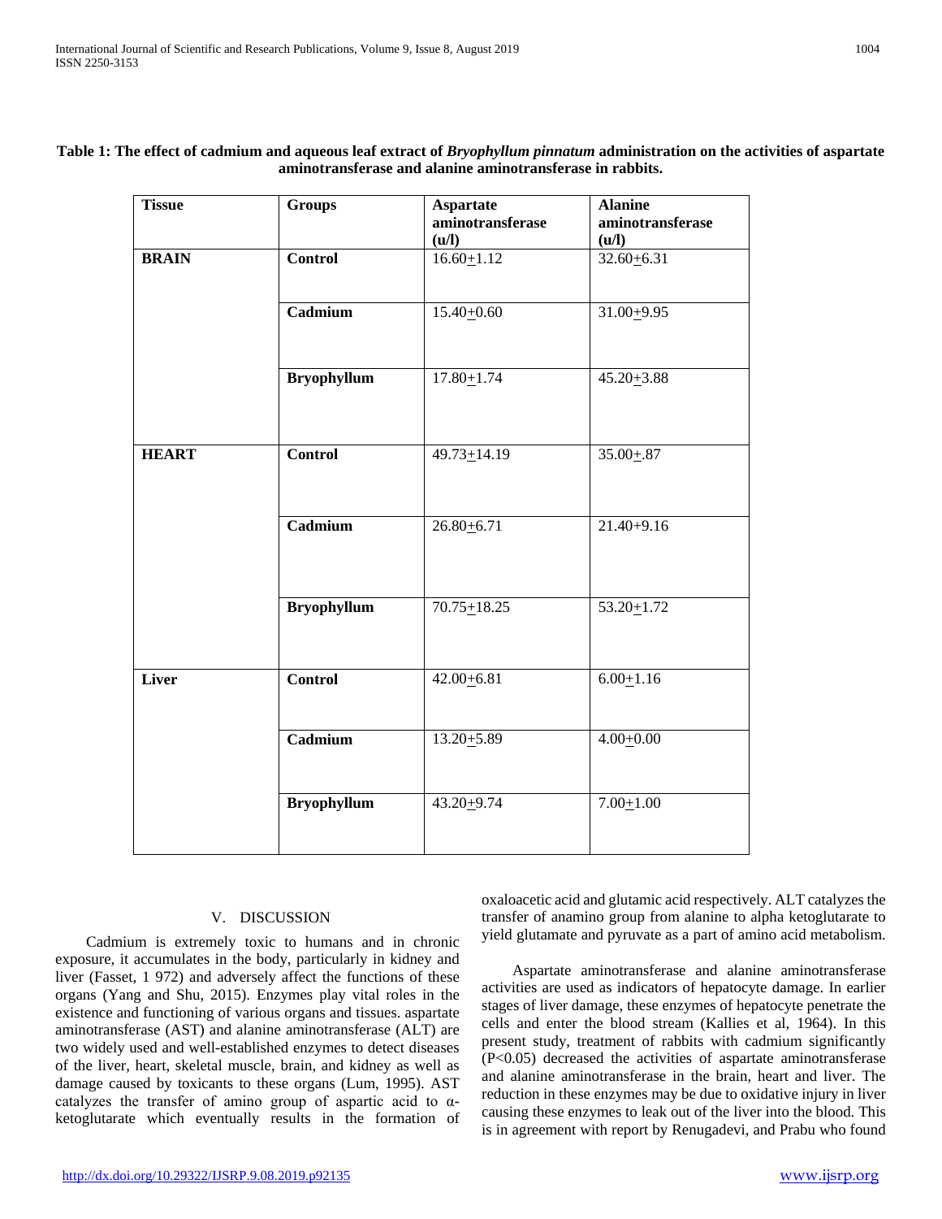**Table 1: The effect of cadmium and aqueous leaf extract of *Bryophyllum pinnatum* administration on the activities of aspartate aminotransferase and alanine aminotransferase in rabbits.**

| Tissue | Groups | Aspartate aminotransferase (u/l) | Alanine aminotransferase (u/l) |
|---|---|---|---|
| **BRAIN** | **Control** | 16.60±1.12 | 32.60±6.31 |
| | **Cadmium** | 15.40±0.60 | 31.00±9.95 |
| | **Bryophyllum** | 17.80±1.74 | 45.20±3.88 |
| **HEART** | **Control** | 49.73±14.19 | 35.00±.87 |
| | **Cadmium** | 26.80±6.71 | 21.40+9.16 |
| | **Bryophyllum** | 70.75±18.25 | 53.20±1.72 |
| **Liver** | **Control** | 42.00±6.81 | 6.00±1.16 |
| | **Cadmium** | 13.20±5.89 | 4.00±0.00 |
| | **Bryophyllum** | 43.20±9.74 | 7.00±1.00 |

## V. DISCUSSION

Cadmium is extremely toxic to humans and in chronic exposure, it accumulates in the body, particularly in kidney and liver (Fasset, 1 972) and adversely affect the functions of these organs (Yang and Shu, 2015). Enzymes play vital roles in the existence and functioning of various organs and tissues. aspartate aminotransferase (AST) and alanine aminotransferase (ALT) are two widely used and well-established enzymes to detect diseases of the liver, heart, skeletal muscle, brain, and kidney as well as damage caused by toxicants to these organs (Lum, 1995). AST catalyzes the transfer of amino group of aspartic acid to α-ketoglutarate which eventually results in the formation of oxaloacetic acid and glutamic acid respectively. ALT catalyzes the transfer of anamino group from alanine to alpha ketoglutarate to yield glutamate and pyruvate as a part of amino acid metabolism.

Aspartate aminotransferase and alanine aminotransferase activities are used as indicators of hepatocyte damage. In earlier stages of liver damage, these enzymes of hepatocyte penetrate the cells and enter the blood stream (Kallies et al, 1964). In this present study, treatment of rabbits with cadmium significantly ($P<0.05$) decreased the activities of aspartate aminotransferase and alanine aminotransferase in the brain, heart and liver. The reduction in these enzymes may be due to oxidative injury in liver causing these enzymes to leak out of the liver into the blood. This is in agreement with report by Renugadevi, and Prabu who found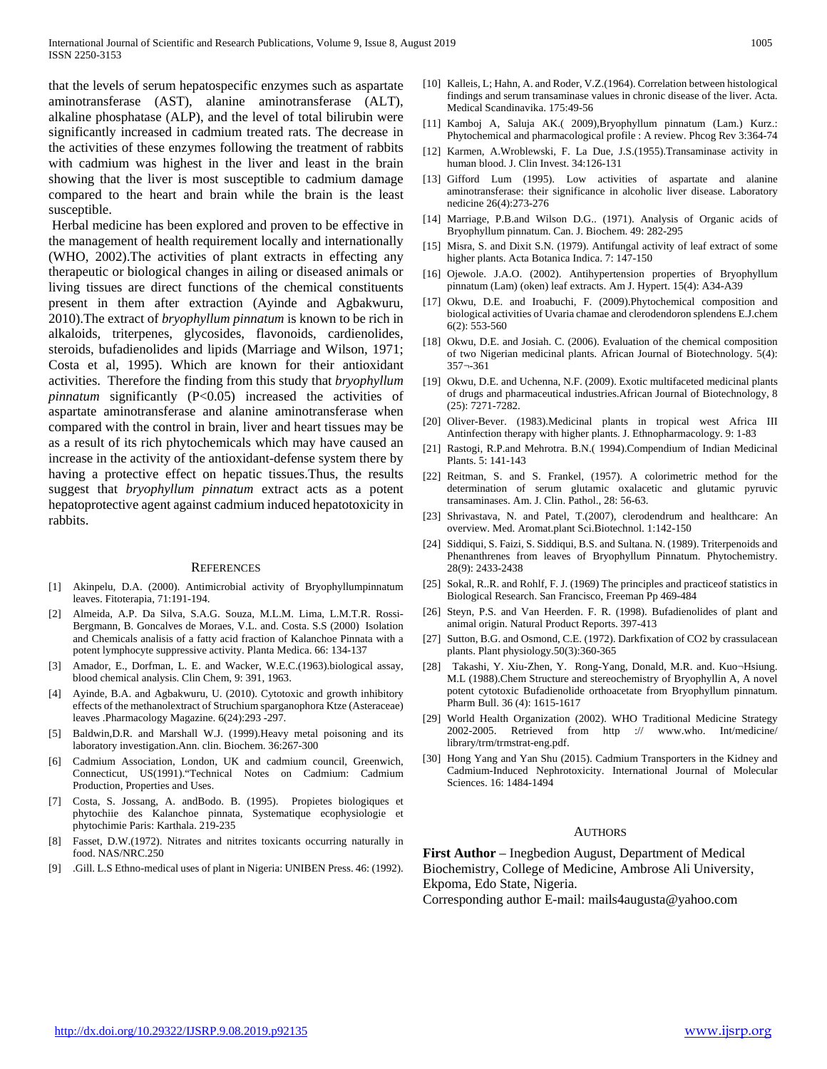that the levels of serum hepatospecific enzymes such as aspartate aminotransferase (AST), alanine aminotransferase (ALT), alkaline phosphatase (ALP), and the level of total bilirubin were significantly increased in cadmium treated rats. The decrease in the activities of these enzymes following the treatment of rabbits with cadmium was highest in the liver and least in the brain showing that the liver is most susceptible to cadmium damage compared to the heart and brain while the brain is the least susceptible.

Herbal medicine has been explored and proven to be effective in the management of health requirement locally and internationally (WHO, 2002).The activities of plant extracts in effecting any therapeutic or biological changes in ailing or diseased animals or living tissues are direct functions of the chemical constituents present in them after extraction (Ayinde and Agbakwuru, 2010).The extract of *bryophyllum pinnatum* is known to be rich in alkaloids, triterpenes, glycosides, flavonoids, cardienolides, steroids, bufadienolides and lipids (Marriage and Wilson, 1971; Costa et al, 1995). Which are known for their antioxidant activities. Therefore the finding from this study that *bryophyllum pinnatum* significantly ($P<0.05$) increased the activities of aspartate aminotransferase and alanine aminotransferase when compared with the control in brain, liver and heart tissues may be as a result of its rich phytochemicals which may have caused an increase in the activity of the antioxidant-defense system there by having a protective effect on hepatic tissues.Thus, the results suggest that *bryophyllum pinnatum* extract acts as a potent hepatoprotective agent against cadmium induced hepatotoxicity in rabbits.

## References

[1] Akinpelu, D.A. (2000). Antimicrobial activity of Bryophyllumpinnatum leaves. Fitoterapia, 71:191-194.

[2] Almeida, A.P. Da Silva, S.A.G. Souza, M.L.M. Lima, L.M.T.R. Rossi-Bergmann, B. Goncalves de Moraes, V.L. and. Costa. S.S (2000) Isolation and Chemicals analisis of a fatty acid fraction of Kalanchoe Pinnata with a potent lymphocyte suppressive activity. Planta Medica. 66: 134-137

[3] Amador, E., Dorfman, L. E. and Wacker, W.E.C.(1963).biological assay, blood chemical analysis. Clin Chem, 9: 391, 1963.

[4] Ayinde, B.A. and Agbakwuru, U. (2010). Cytotoxic and growth inhibitory effects of the methanolextract of Struchium sparganophora Ktze (Asteraceae) leaves .Pharmacology Magazine. 6(24):293 -297.

[5] Baldwin,D.R. and Marshall W.J. (1999).Heavy metal poisoning and its laboratory investigation.Ann. clin. Biochem. 36:267-300

[6] Cadmium Association, London, UK and cadmium council, Greenwich, Connecticut, US(1991)."Technical Notes on Cadmium: Cadmium Production, Properties and Uses.

[7] Costa, S. Jossang, A. andBodo. B. (1995). Propietes biologiques et phytochiie des Kalanchoe pinnata, Systematique ecophysiologie et phytochimie Paris: Karthala. 219-235

[8] Fasset, D.W.(1972). Nitrates and nitrites toxicants occurring naturally in food. NAS/NRC.250

[9] .Gill. L.S Ethno-medical uses of plant in Nigeria: UNIBEN Press. 46: (1992).

[10] Kalleis, L; Hahn, A. and Roder, V.Z.(1964). Correlation between histological findings and serum transaminase values in chronic disease of the liver. Acta. Medical Scandinavika. 175:49-56

[11] Kamboj A, Saluja AK.( 2009),Bryophyllum pinnatum (Lam.) Kurz.: Phytochemical and pharmacological profile : A review. Phcog Rev 3:364-74

[12] Karmen, A.Wroblewski, F. La Due, J.S.(1955).Transaminase activity in human blood. J. Clin Invest. 34:126-131

[13] Gifford Lum (1995). Low activities of aspartate and alanine aminotransferase: their significance in alcoholic liver disease. Laboratory nedicine 26(4):273-276

[14] Marriage, P.B.and Wilson D.G.. (1971). Analysis of Organic acids of Bryophyllum pinnatum. Can. J. Biochem. 49: 282-295

[15] Misra, S. and Dixit S.N. (1979). Antifungal activity of leaf extract of some higher plants. Acta Botanica Indica. 7: 147-150

[16] Ojewole. J.A.O. (2002). Antihypertension properties of Bryophyllum pinnatum (Lam) (oken) leaf extracts. Am J Hypert. 15(4): A34-A39

[17] Okwu, D.E. and Iroabuchi, F. (2009).Phytochemical composition and biological activities of Uvaria chamae and clerodendoron splendens E.J.chem 6(2): 553-560

[18] Okwu, D.E. and Josiah. C. (2006). Evaluation of the chemical composition of two Nigerian medicinal plants. African Journal of Biotechnology. 5(4): 357¬-361

[19] Okwu, D.E. and Uchenna, N.F. (2009). Exotic multifaceted medicinal plants of drugs and pharmaceutical industries.African Journal of Biotechnology, 8 (25): 7271-7282.

[20] Oliver-Bever. (1983).Medicinal plants in tropical west Africa III Antinfection therapy with higher plants. J. Ethnopharmacology. 9: 1-83

[21] Rastogi, R.P.and Mehrotra. B.N.( 1994).Compendium of Indian Medicinal Plants. 5: 141-143

[22] Reitman, S. and S. Frankel, (1957). A colorimetric method for the determination of serum glutamic oxalacetic and glutamic pyruvic transaminases. Am. J. Clin. Pathol., 28: 56-63.

[23] Shrivastava, N. and Patel, T.(2007), clerodendrum and healthcare: An overview. Med. Aromat.plant Sci.Biotechnol. 1:142-150

[24] Siddiqui, S. Faizi, S. Siddiqui, B.S. and Sultana. N. (1989). Triterpenoids and Phenanthrenes from leaves of Bryophyllum Pinnatum. Phytochemistry. 28(9): 2433-2438

[25] Sokal, R..R. and Rohlf, F. J. (1969) The principles and practiceof statistics in Biological Research. San Francisco, Freeman Pp 469-484

[26] Steyn, P.S. and Van Heerden. F. R. (1998). Bufadienolides of plant and animal origin. Natural Product Reports. 397-413

[27] Sutton, B.G. and Osmond, C.E. (1972). Darkfixation of CO2 by crassulacean plants. Plant physiology.50(3):360-365

[28] Takashi, Y. Xiu-Zhen, Y. Rong-Yang, Donald, M.R. and. Kuo¬Hsiung. M.L (1988).Chem Structure and stereochemistry of Bryophyllin A, A novel potent cytotoxic Bufadienolide orthoacetate from Bryophyllum pinnatum. Pharm Bull. 36 (4): 1615-1617

[29] World Health Organization (2002). WHO Traditional Medicine Strategy 2002-2005. Retrieved from http :// www.who. Int/medicine/ library/trm/trmstrat-eng.pdf.

[30] Hong Yang and Yan Shu (2015). Cadmium Transporters in the Kidney and Cadmium-Induced Nephrotoxicity. International Journal of Molecular Sciences. 16: 1484-1494

## Authors

**First Author** – Inegbedion August, Department of Medical Biochemistry, College of Medicine, Ambrose Ali University, Ekpoma, Edo State, Nigeria.
Corresponding author E-mail: mails4augusta@yahoo.com